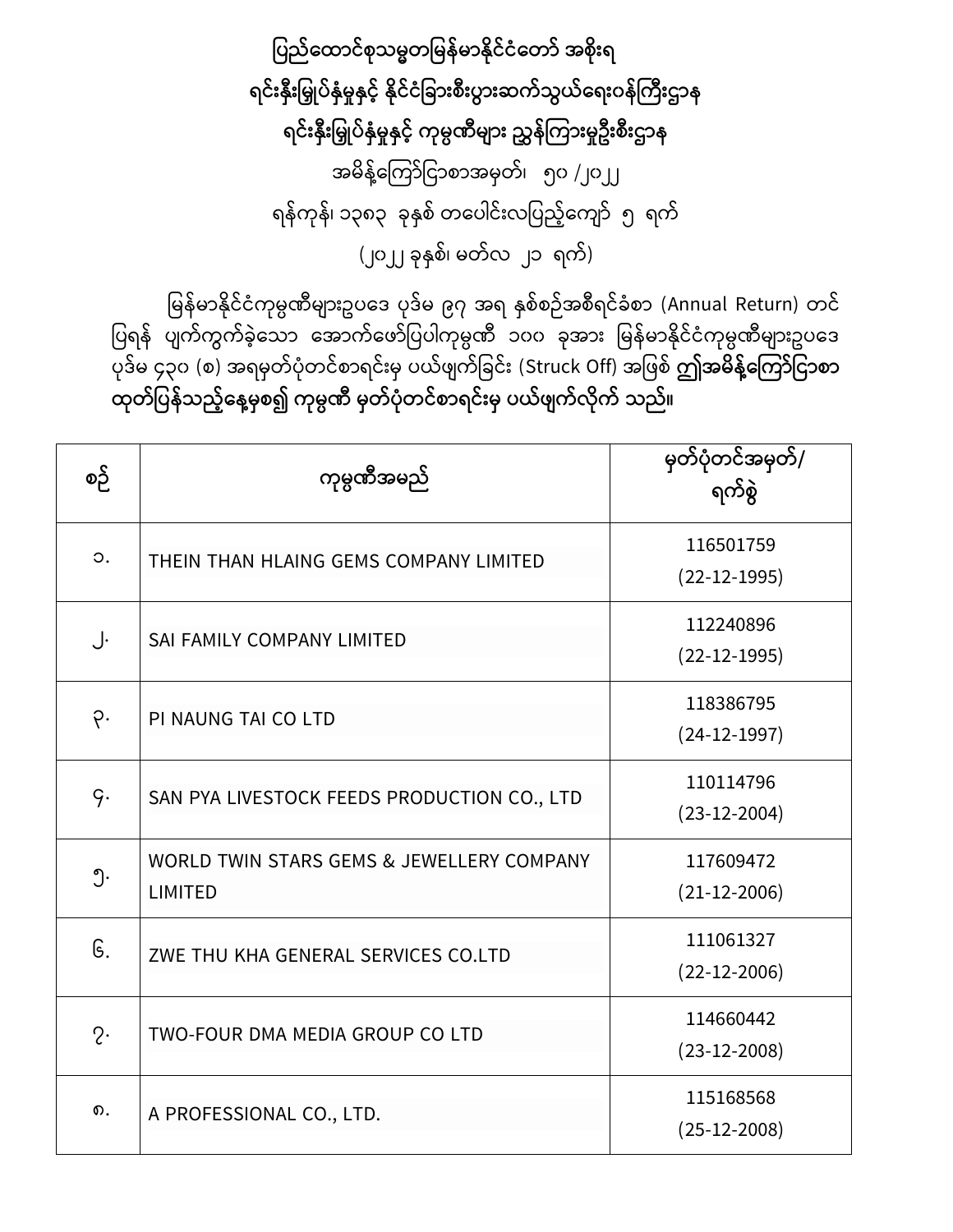**ပြည်ထောင်စုသမ္မတမြန်မာနိုင်ငံတော် အစိုးရ**

**ရင်းနှီးမြှုပ်နှံမှုနှင့် နိုင်ငံခြားစီးပွားဆက်သွယ်ရေးဝန်ကြီးဌာန**

**ရင်းနှီးမြှုပ်နှံမှုနှင့် ကုမ္ပဏီများ ညွှန်ကြားမှုဦးစီးဌာန**

အမိန့်ကြော်ငြာစာအမှတ်၊ ၅၀ /၂၀၂၂

ရန်ကုန်၊ ၁၃၈၃ ခုနှစ် တပေါင်းလပြည့်ကျော် ၅ ရက်

(၂၀၂၂ ခုနှစ်၊ မတ်လ ၂၁ ရက်)

မြန်မာနိုင်ငံကုမ္ပဏီများဥပဒေ ပုဒ်မ ၉၇ အရ နှစ်စဉ်အစီရင်ခံစာ (Annual Return) တင်ပြရန် ပျက်ကွက်ခဲ့သော အောက်ဖော်ပြပါကုမ္ပဏီ ၁၀၀ ခုအား မြန်မာနိုင်ငံကုမ္ပဏီများဥပဒေ ပုဒ်မ ၄၃၀ (စ) အရမှတ်ပုံတင်စာရင်းမှ ပယ်ဖျက်ခြင်း (Struck Off) အဖြစ် **ဤအမိန့်ကြော်ငြာစာ ထုတ်ပြန်သည့်နေ့မှစ၍ ကုမ္ပဏီ မှတ်ပုံတင်စာရင်းမှ ပယ်ဖျက်လိုက် သည်။**

| စဉ် | ကုမ္ပဏီအမည် | မှတ်ပုံတင်အမှတ်/ ရက်စွဲ |
|---|---|---|
| ၁. | THEIN THAN HLAING GEMS COMPANY LIMITED | 116501759 (22-12-1995) |
| ၂. | SAI FAMILY COMPANY LIMITED | 112240896 (22-12-1995) |
| ၃. | PI NAUNG TAI CO LTD | 118386795 (24-12-1997) |
| ၄. | SAN PYA LIVESTOCK FEEDS PRODUCTION CO., LTD | 110114796 (23-12-2004) |
| ၅. | WORLD TWIN STARS GEMS & JEWELLERY COMPANY LIMITED | 117609472 (21-12-2006) |
| ၆. | ZWE THU KHA GENERAL SERVICES CO.LTD | 111061327 (22-12-2006) |
| ၇. | TWO-FOUR DMA MEDIA GROUP CO LTD | 114660442 (23-12-2008) |
| ၈. | A PROFESSIONAL CO., LTD. | 115168568 (25-12-2008) |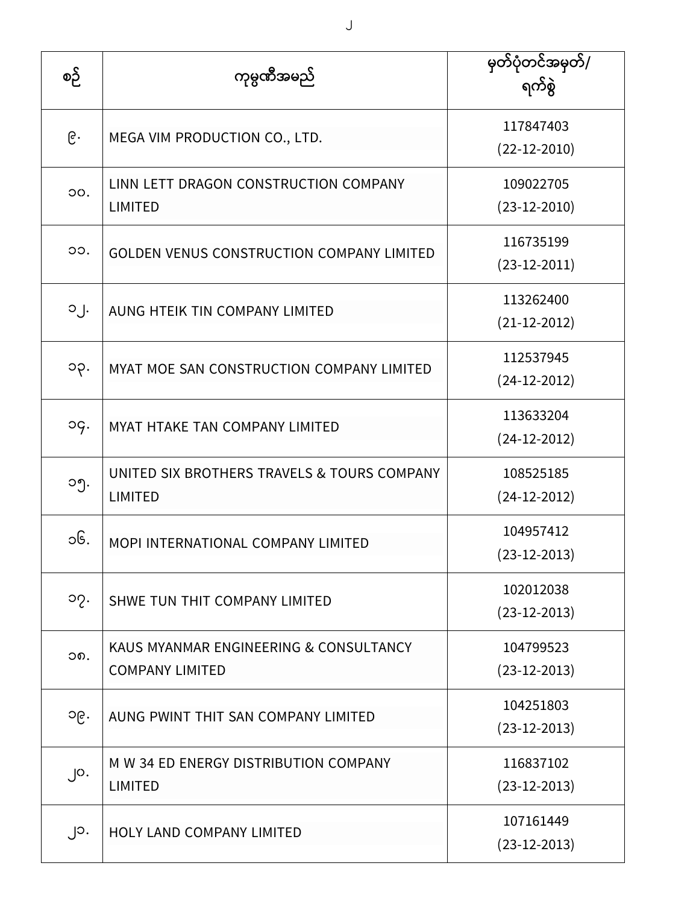| စဉ် | ကုမ္ပဏီအမည် | မှတ်ပုံတင်အမှတ်/ ရက်စွဲ |
|---|---|---|
| ၉. | MEGA VIM PRODUCTION CO., LTD. | 117847403 (22-12-2010) |
| ၁၀. | LINN LETT DRAGON CONSTRUCTION COMPANY LIMITED | 109022705 (23-12-2010) |
| ၁၁. | GOLDEN VENUS CONSTRUCTION COMPANY LIMITED | 116735199 (23-12-2011) |
| ၁၂. | AUNG HTEIK TIN COMPANY LIMITED | 113262400 (21-12-2012) |
| ၁၃. | MYAT MOE SAN CONSTRUCTION COMPANY LIMITED | 112537945 (24-12-2012) |
| ၁၄. | MYAT HTAKE TAN COMPANY LIMITED | 113633204 (24-12-2012) |
| ၁၅. | UNITED SIX BROTHERS TRAVELS & TOURS COMPANY LIMITED | 108525185 (24-12-2012) |
| ၁၆. | MOPI INTERNATIONAL COMPANY LIMITED | 104957412 (23-12-2013) |
| ၁၇. | SHWE TUN THIT COMPANY LIMITED | 102012038 (23-12-2013) |
| ၁၈. | KAUS MYANMAR ENGINEERING & CONSULTANCY COMPANY LIMITED | 104799523 (23-12-2013) |
| ၁၉. | AUNG PWINT THIT SAN COMPANY LIMITED | 104251803 (23-12-2013) |
| ၂၀. | M W 34 ED ENERGY DISTRIBUTION COMPANY LIMITED | 116837102 (23-12-2013) |
| ၂၁. | HOLY LAND COMPANY LIMITED | 107161449 (23-12-2013) |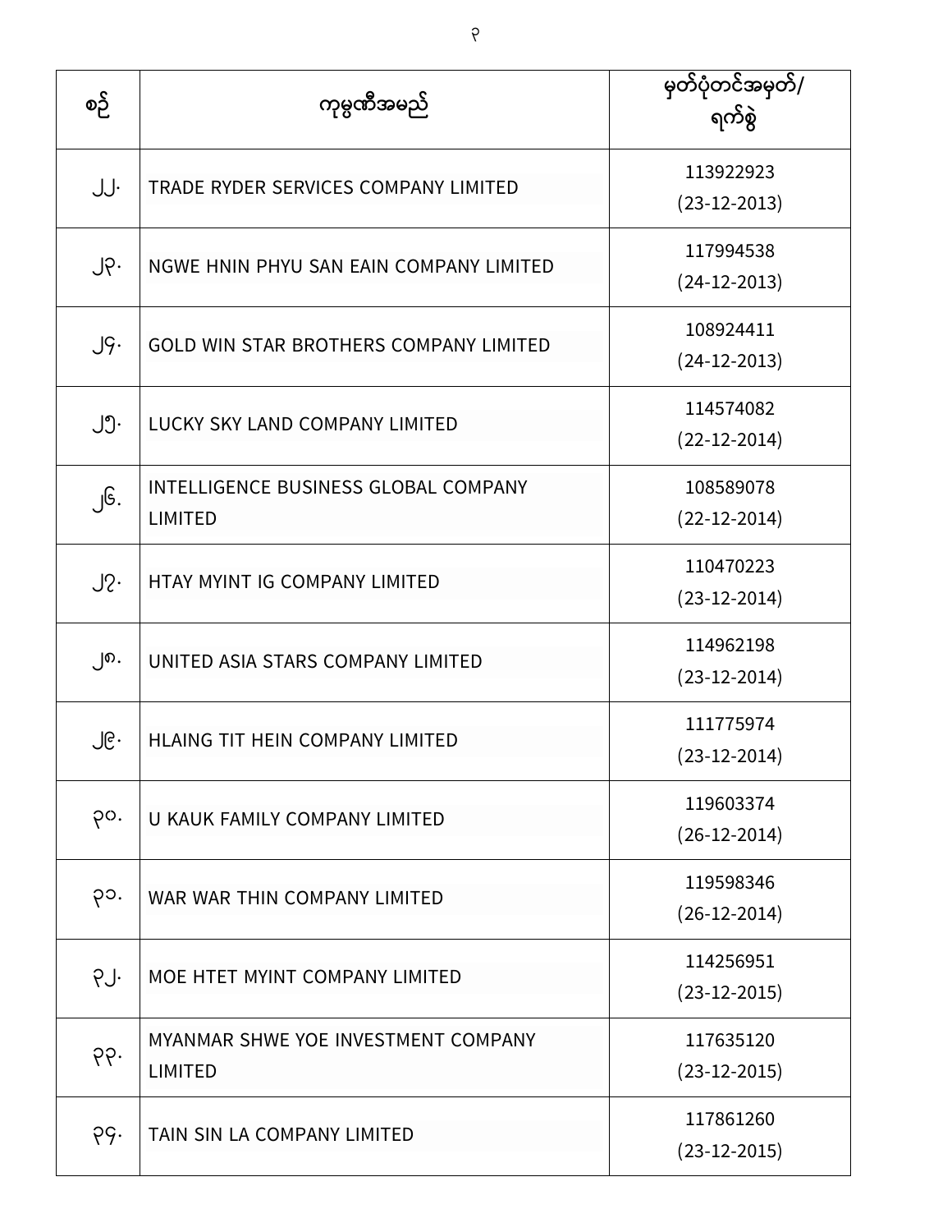| စဉ် | ကုမ္ပဏီအမည် | မှတ်ပုံတင်အမှတ်/ ရက်စွဲ |
|---|---|---|
| ၂၂. | TRADE RYDER SERVICES COMPANY LIMITED | 113922923 (23-12-2013) |
| ၂၃. | NGWE HNIN PHYU SAN EAIN COMPANY LIMITED | 117994538 (24-12-2013) |
| ၂၄. | GOLD WIN STAR BROTHERS COMPANY LIMITED | 108924411 (24-12-2013) |
| ၂၅. | LUCKY SKY LAND COMPANY LIMITED | 114574082 (22-12-2014) |
| ၂၆. | INTELLIGENCE BUSINESS GLOBAL COMPANY LIMITED | 108589078 (22-12-2014) |
| ၂၇. | HTAY MYINT IG COMPANY LIMITED | 110470223 (23-12-2014) |
| ၂၈. | UNITED ASIA STARS COMPANY LIMITED | 114962198 (23-12-2014) |
| ၂၉. | HLAING TIT HEIN COMPANY LIMITED | 111775974 (23-12-2014) |
| ၃၀. | U KAUK FAMILY COMPANY LIMITED | 119603374 (26-12-2014) |
| ၃၁. | WAR WAR THIN COMPANY LIMITED | 119598346 (26-12-2014) |
| ၃၂. | MOE HTET MYINT COMPANY LIMITED | 114256951 (23-12-2015) |
| ၃၃. | MYANMAR SHWE YOE INVESTMENT COMPANY LIMITED | 117635120 (23-12-2015) |
| ၃၄. | TAIN SIN LA COMPANY LIMITED | 117861260 (23-12-2015) |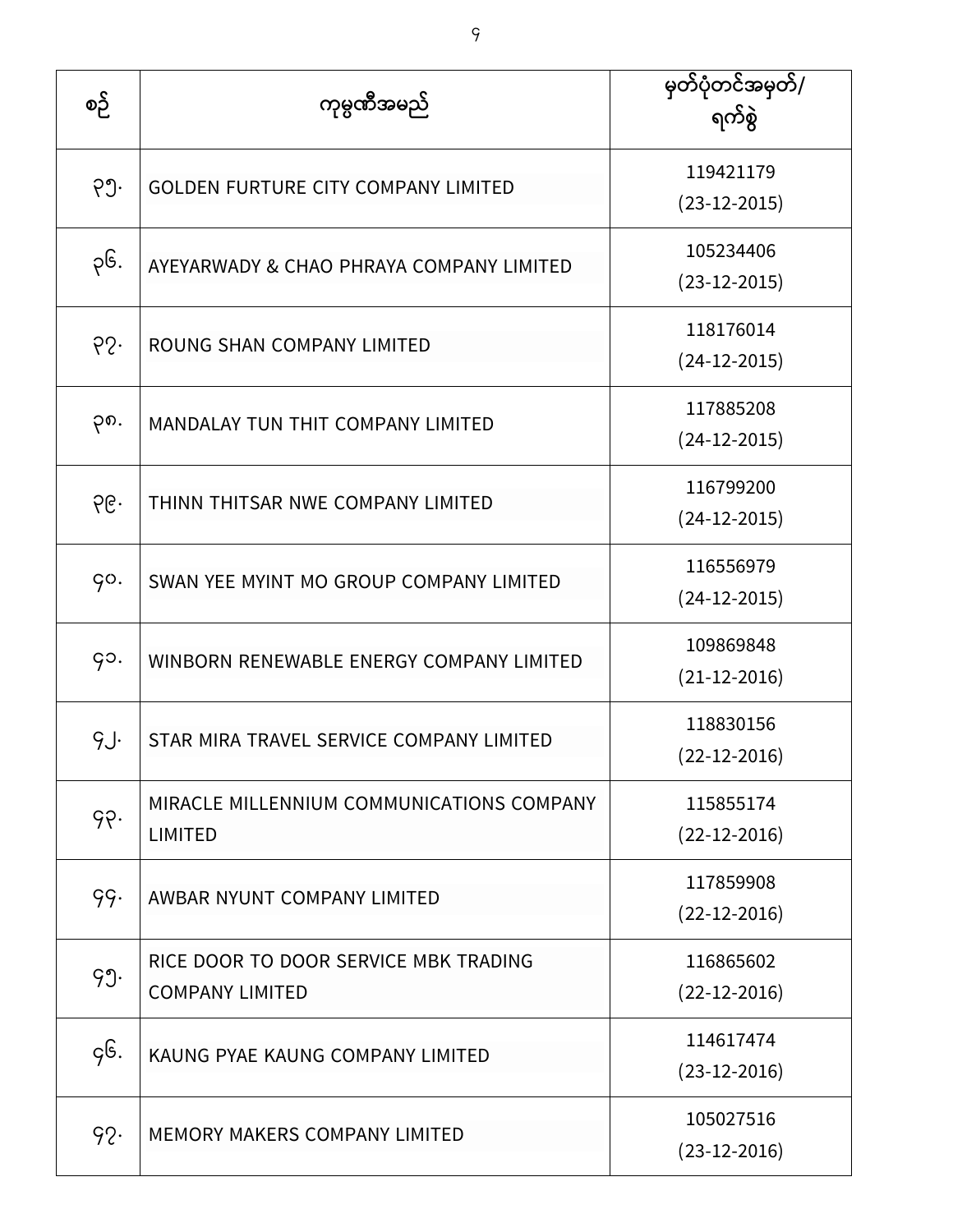| စဉ် | ကုမ္ပဏီအမည် | မှတ်ပုံတင်အမှတ်/ ရက်စွဲ |
|---|---|---|
| ၃၅. | GOLDEN FURTURE CITY COMPANY LIMITED | 119421179 (23-12-2015) |
| ၃၆. | AYEYARWADY & CHAO PHRAYA COMPANY LIMITED | 105234406 (23-12-2015) |
| ၃၇. | ROUNG SHAN COMPANY LIMITED | 118176014 (24-12-2015) |
| ၃၈. | MANDALAY TUN THIT COMPANY LIMITED | 117885208 (24-12-2015) |
| ၃၉. | THINN THITSAR NWE COMPANY LIMITED | 116799200 (24-12-2015) |
| ၄၀. | SWAN YEE MYINT MO GROUP COMPANY LIMITED | 116556979 (24-12-2015) |
| ၄၁. | WINBORN RENEWABLE ENERGY COMPANY LIMITED | 109869848 (21-12-2016) |
| ၄၂. | STAR MIRA TRAVEL SERVICE COMPANY LIMITED | 118830156 (22-12-2016) |
| ၄၃. | MIRACLE MILLENNIUM COMMUNICATIONS COMPANY LIMITED | 115855174 (22-12-2016) |
| ၄၄. | AWBAR NYUNT COMPANY LIMITED | 117859908 (22-12-2016) |
| ၄၅. | RICE DOOR TO DOOR SERVICE MBK TRADING COMPANY LIMITED | 116865602 (22-12-2016) |
| ၄၆. | KAUNG PYAE KAUNG COMPANY LIMITED | 114617474 (23-12-2016) |
| ၄၇. | MEMORY MAKERS COMPANY LIMITED | 105027516 (23-12-2016) |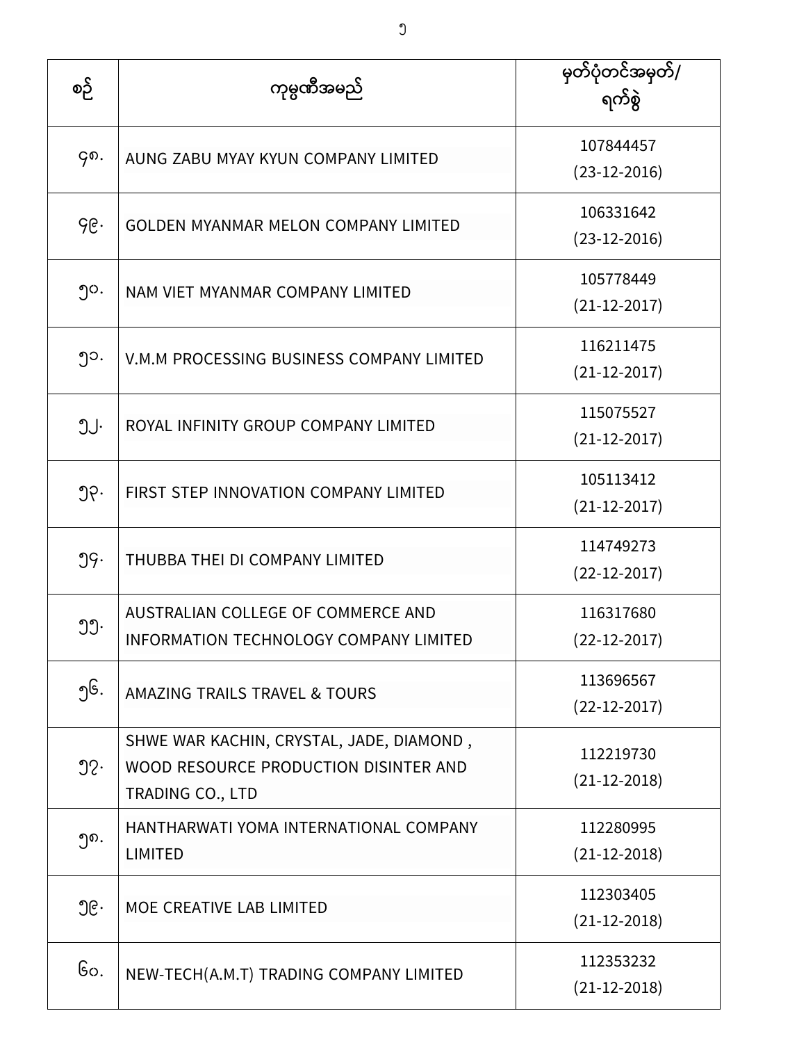| စဉ် | ကုမ္ပဏီအမည် | မှတ်ပုံတင်အမှတ်/ ရက်စွဲ |
| --- | --- | --- |
| ၄၈. | AUNG ZABU MYAY KYUN COMPANY LIMITED | 107844457 (23-12-2016) |
| ၄၉. | GOLDEN MYANMAR MELON COMPANY LIMITED | 106331642 (23-12-2016) |
| ၅၀. | NAM VIET MYANMAR COMPANY LIMITED | 105778449 (21-12-2017) |
| ၅၁. | V.M.M PROCESSING BUSINESS COMPANY LIMITED | 116211475 (21-12-2017) |
| ၅၂. | ROYAL INFINITY GROUP COMPANY LIMITED | 115075527 (21-12-2017) |
| ၅၃. | FIRST STEP INNOVATION COMPANY LIMITED | 105113412 (21-12-2017) |
| ၅၄. | THUBBA THEI DI COMPANY LIMITED | 114749273 (22-12-2017) |
| ၅၅. | AUSTRALIAN COLLEGE OF COMMERCE AND INFORMATION TECHNOLOGY COMPANY LIMITED | 116317680 (22-12-2017) |
| ၅၆. | AMAZING TRAILS TRAVEL & TOURS | 113696567 (22-12-2017) |
| ၅၇. | SHWE WAR KACHIN, CRYSTAL, JADE, DIAMOND , WOOD RESOURCE PRODUCTION DISINTER AND TRADING CO., LTD | 112219730 (21-12-2018) |
| ၅၈. | HANTHARWATI YOMA INTERNATIONAL COMPANY LIMITED | 112280995 (21-12-2018) |
| ၅၉. | MOE CREATIVE LAB LIMITED | 112303405 (21-12-2018) |
| ၆၀. | NEW-TECH(A.M.T) TRADING COMPANY LIMITED | 112353232 (21-12-2018) |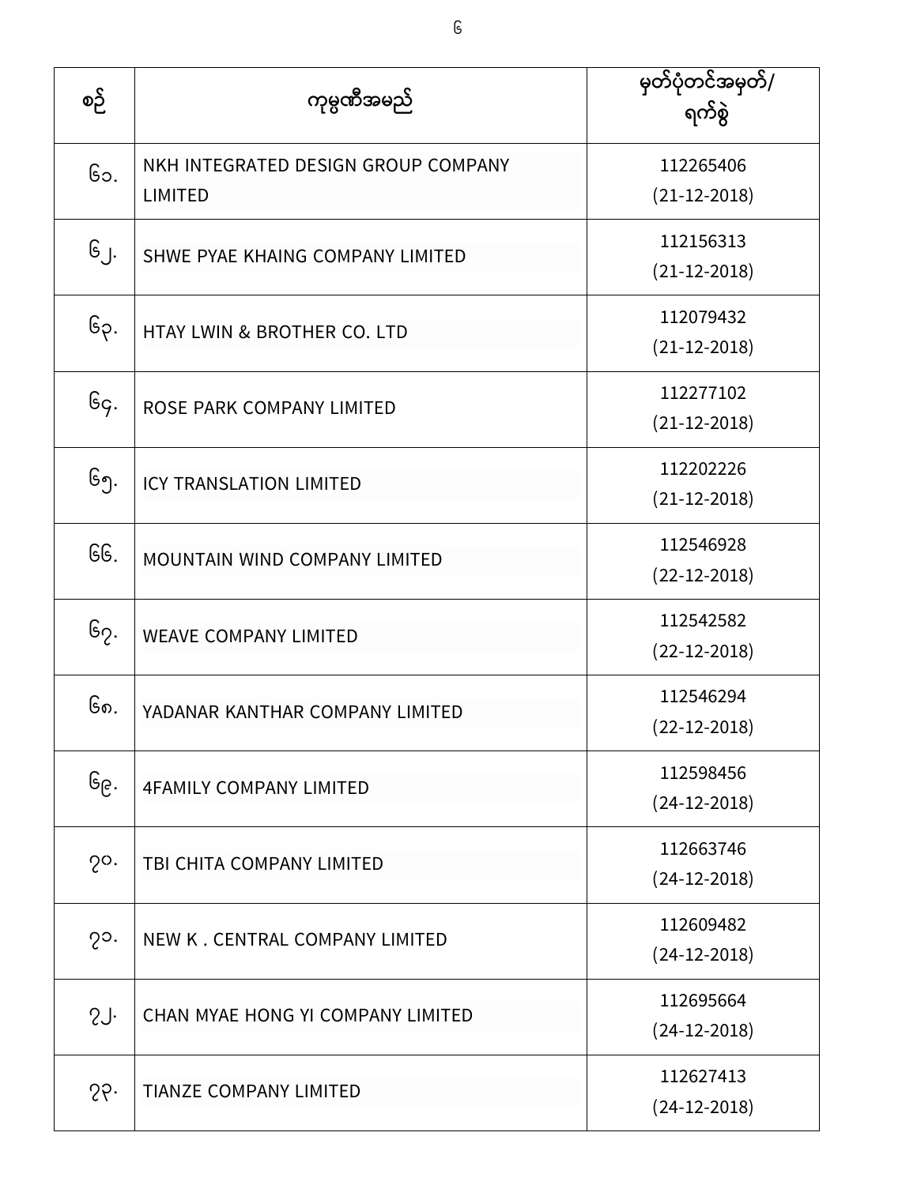| စဉ် | ကုမ္ပဏီအမည် | မှတ်ပုံတင်အမှတ်/ ရက်စွဲ |
|---|---|---|
| ၆၁. | NKH INTEGRATED DESIGN GROUP COMPANY LIMITED | 112265406 (21-12-2018) |
| ၆၂. | SHWE PYAE KHAING COMPANY LIMITED | 112156313 (21-12-2018) |
| ၆၃. | HTAY LWIN & BROTHER CO. LTD | 112079432 (21-12-2018) |
| ၆၄. | ROSE PARK COMPANY LIMITED | 112277102 (21-12-2018) |
| ၆၅. | ICY TRANSLATION LIMITED | 112202226 (21-12-2018) |
| ၆၆. | MOUNTAIN WIND COMPANY LIMITED | 112546928 (22-12-2018) |
| ၆၇. | WEAVE COMPANY LIMITED | 112542582 (22-12-2018) |
| ၆၈. | YADANAR KANTHAR COMPANY LIMITED | 112546294 (22-12-2018) |
| ၆၉. | 4FAMILY COMPANY LIMITED | 112598456 (24-12-2018) |
| ၇၀. | TBI CHITA COMPANY LIMITED | 112663746 (24-12-2018) |
| ၇၁. | NEW K . CENTRAL COMPANY LIMITED | 112609482 (24-12-2018) |
| ၇၂. | CHAN MYAE HONG YI COMPANY LIMITED | 112695664 (24-12-2018) |
| ၇၃. | TIANZE COMPANY LIMITED | 112627413 (24-12-2018) |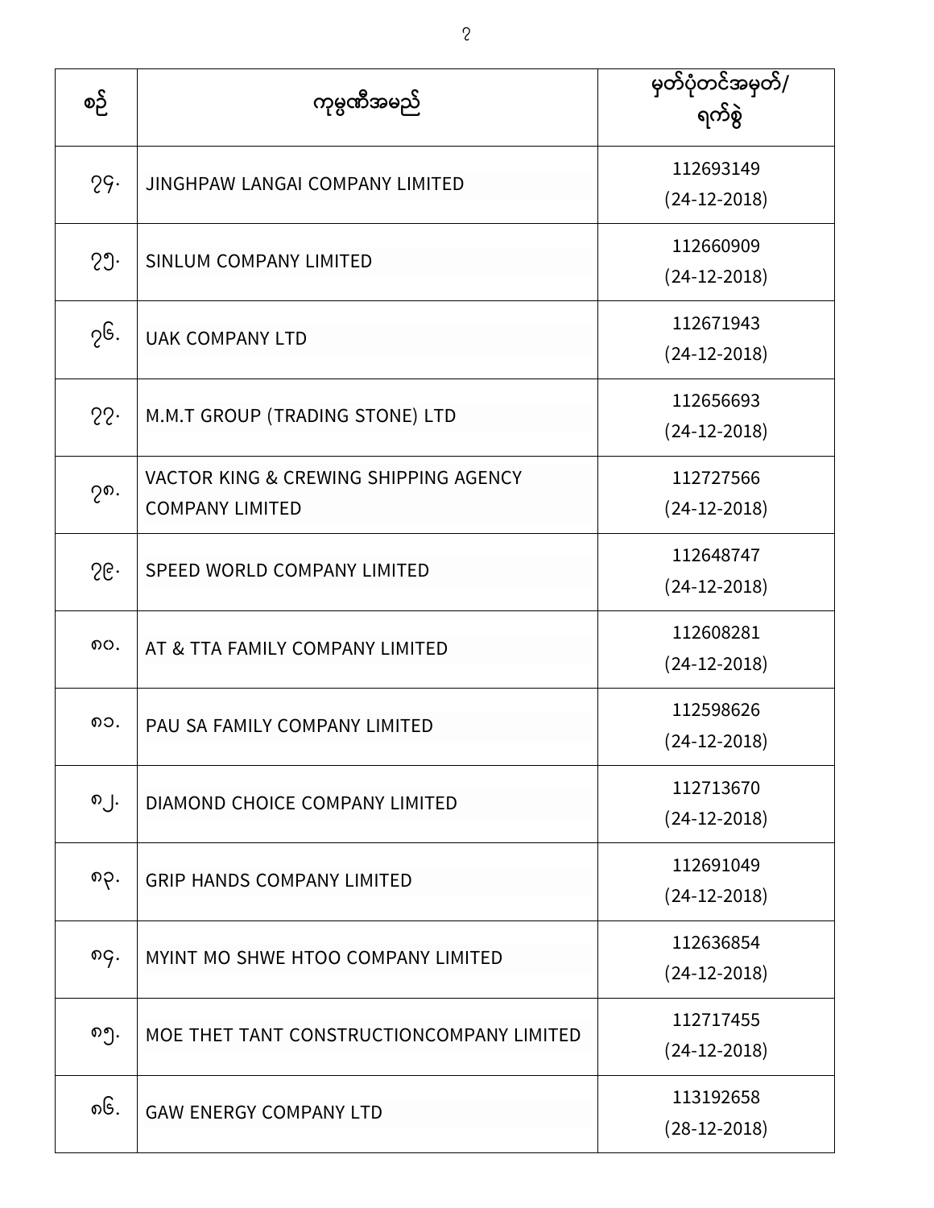| စဉ် | ကုမ္ပဏီအမည် | မှတ်ပုံတင်အမှတ်/ ရက်စွဲ |
|---|---|---|
| ၇၄. | JINGHPAW LANGAI COMPANY LIMITED | 112693149 (24-12-2018) |
| ၇၅. | SINLUM COMPANY LIMITED | 112660909 (24-12-2018) |
| ၇၆. | UAK COMPANY LTD | 112671943 (24-12-2018) |
| ၇၇. | M.M.T GROUP (TRADING STONE) LTD | 112656693 (24-12-2018) |
| ၇၈. | VACTOR KING & CREWING SHIPPING AGENCY COMPANY LIMITED | 112727566 (24-12-2018) |
| ၇၉. | SPEED WORLD COMPANY LIMITED | 112648747 (24-12-2018) |
| ၈၀. | AT & TTA FAMILY COMPANY LIMITED | 112608281 (24-12-2018) |
| ၈၁. | PAU SA FAMILY COMPANY LIMITED | 112598626 (24-12-2018) |
| ၈၂. | DIAMOND CHOICE COMPANY LIMITED | 112713670 (24-12-2018) |
| ၈၃. | GRIP HANDS COMPANY LIMITED | 112691049 (24-12-2018) |
| ၈၄. | MYINT MO SHWE HTOO COMPANY LIMITED | 112636854 (24-12-2018) |
| ၈၅. | MOE THET TANT CONSTRUCTIONCOMPANY LIMITED | 112717455 (24-12-2018) |
| ၈၆. | GAW ENERGY COMPANY LTD | 113192658 (28-12-2018) |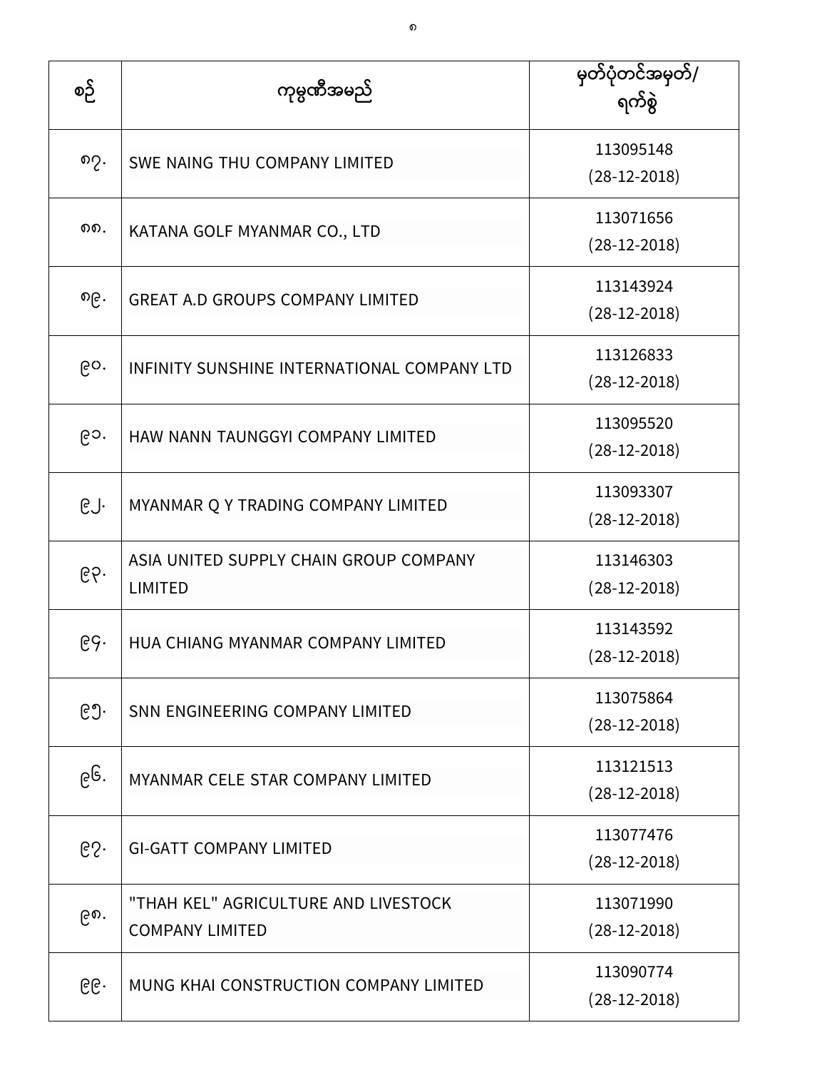| စဉ် | ကုမ္ပဏီအမည် | မှတ်ပုံတင်အမှတ်/ ရက်စွဲ |
| --- | --- | --- |
| ၈၇. | SWE NAING THU COMPANY LIMITED | 113095148 (28-12-2018) |
| ၈၈. | KATANA GOLF MYANMAR CO., LTD | 113071656 (28-12-2018) |
| ၈၉. | GREAT A.D GROUPS COMPANY LIMITED | 113143924 (28-12-2018) |
| ၉၀. | INFINITY SUNSHINE INTERNATIONAL COMPANY LTD | 113126833 (28-12-2018) |
| ၉၁. | HAW NANN TAUNGGYI COMPANY LIMITED | 113095520 (28-12-2018) |
| ၉၂. | MYANMAR Q Y TRADING COMPANY LIMITED | 113093307 (28-12-2018) |
| ၉၃. | ASIA UNITED SUPPLY CHAIN GROUP COMPANY LIMITED | 113146303 (28-12-2018) |
| ၉၄. | HUA CHIANG MYANMAR COMPANY LIMITED | 113143592 (28-12-2018) |
| ၉၅. | SNN ENGINEERING COMPANY LIMITED | 113075864 (28-12-2018) |
| ၉၆. | MYANMAR CELE STAR COMPANY LIMITED | 113121513 (28-12-2018) |
| ၉၇. | GI-GATT COMPANY LIMITED | 113077476 (28-12-2018) |
| ၉၈. | "THAH KEL" AGRICULTURE AND LIVESTOCK COMPANY LIMITED | 113071990 (28-12-2018) |
| ၉၉. | MUNG KHAI CONSTRUCTION COMPANY LIMITED | 113090774 (28-12-2018) |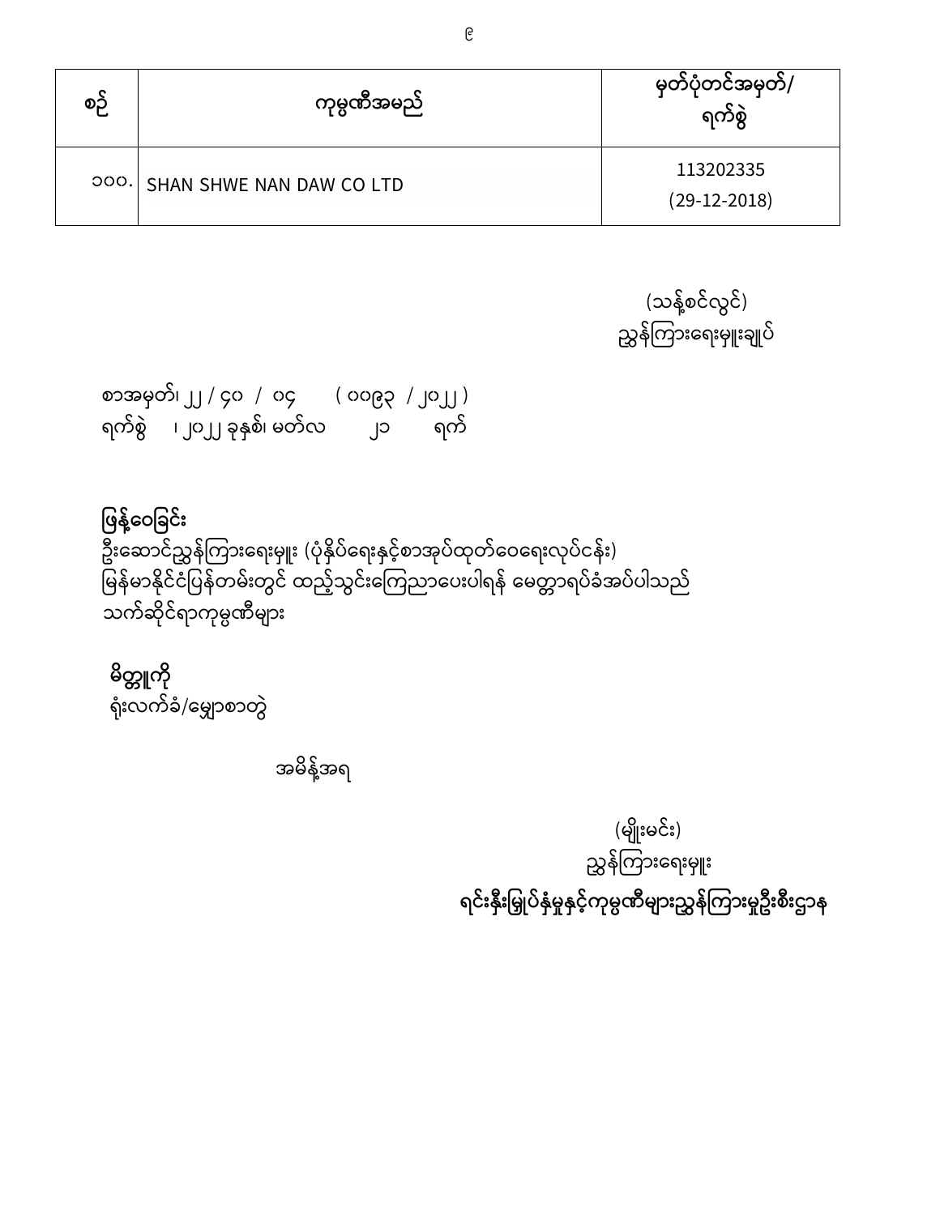| စဉ် | ကုမ္ပဏီအမည် | မှတ်ပုံတင်အမှတ်/ ရက်စွဲ |
|---|---|---|
| ၁၀၀. | SHAN SHWE NAN DAW CO LTD | 113202335 (29-12-2018) |

(သန့်စင်လွင်)
ညွှန်ကြားရေးမှူးချုပ်

စာအမှတ်၊ ၂၂ / ၄၀ / ဝ၄ ( ၀၀၉၃ / ၂၀၂၂ )
ရက်စွဲ ၊ ၂၀၂၂ ခုနှစ်၊ မတ်လ ၂၁ ရက်

**ဖြန့်ဝေခြင်း**
ဦးဆောင်ညွှန်ကြားရေးမှူး (ပုံနှိပ်ရေးနှင့်စာအုပ်ထုတ်ဝေရေးလုပ်ငန်း)
မြန်မာနိုင်ငံပြန်တမ်းတွင် ထည့်သွင်းကြေညာပေးပါရန် မေတ္တာရပ်ခံအပ်ပါသည်
သက်ဆိုင်ရာကုမ္ပဏီများ

**မိတ္တူကို**
ရုံးလက်ခံ/မျှောစာတွဲ

အမိန့်အရ

(မျိုးမင်း)
ညွှန်ကြားရေးမှူး
**ရင်းနှီးမြှုပ်နှံမှုနှင့်ကုမ္ပဏီများညွှန်ကြားမှုဦးစီးဌာန**